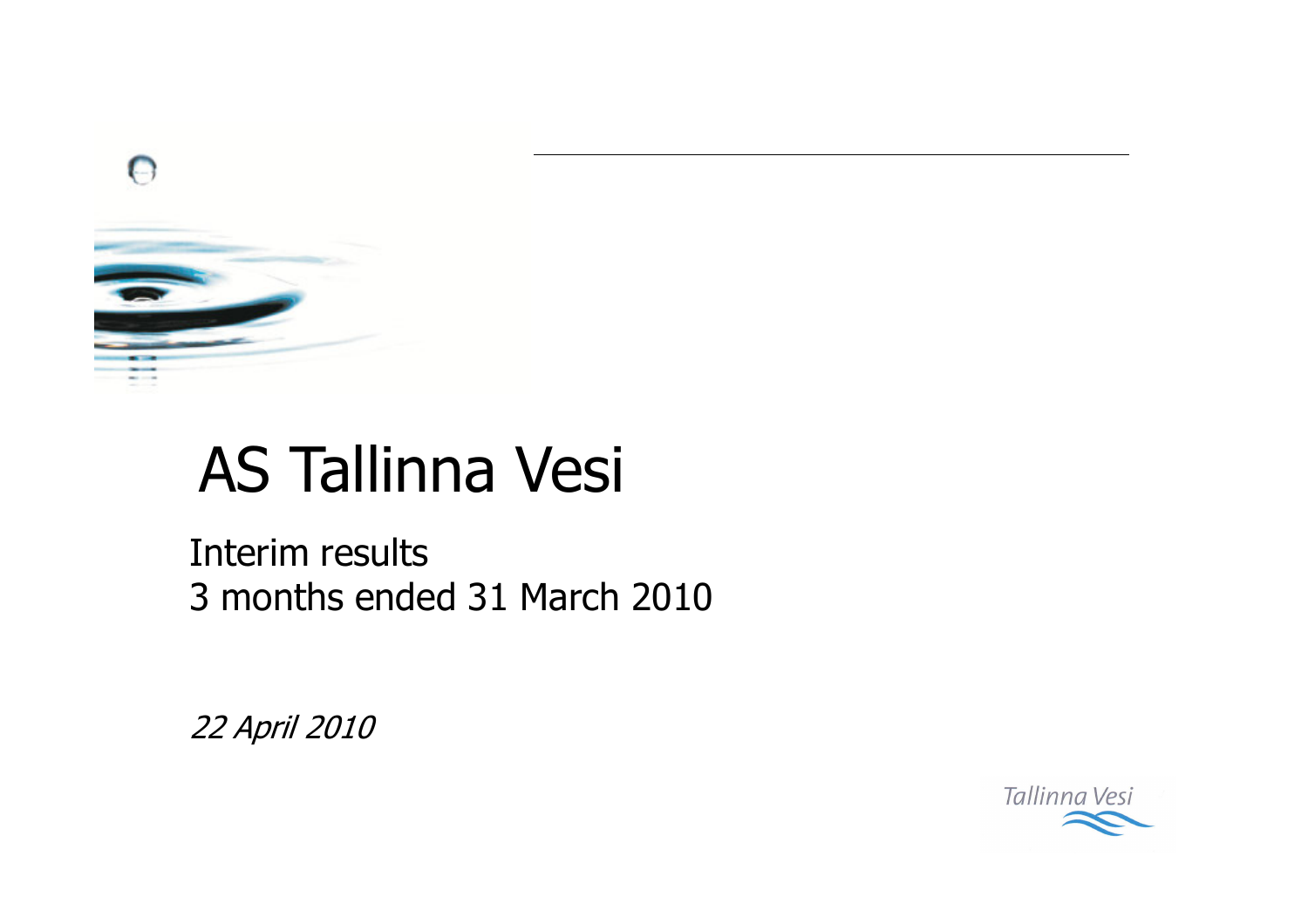# AS Tallinna Vesi

Interim results
3 months ended 31 March 2010

*22 April 2010*

Tallinna Vesi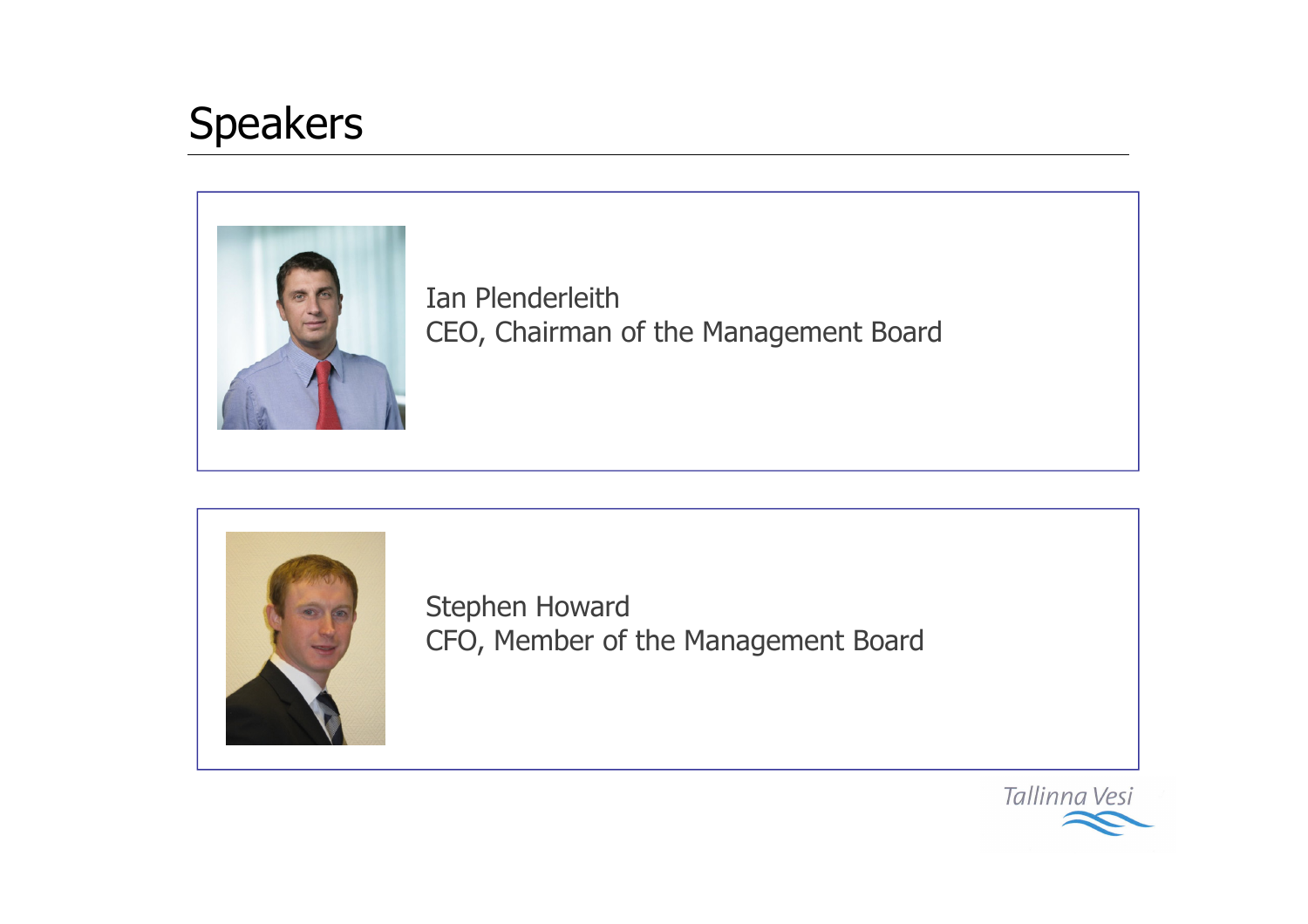# Speakers

Ian Plenderleith
CEO, Chairman of the Management Board

Stephen Howard
CFO, Member of the Management Board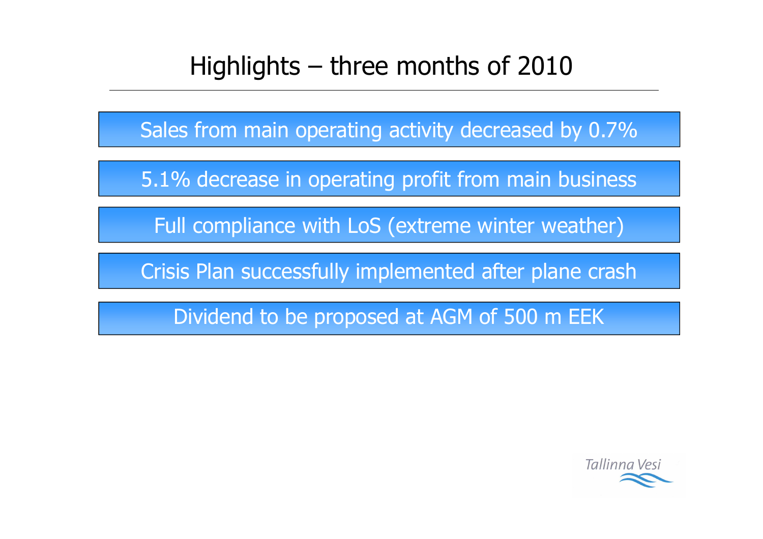# Highlights – three months of 2010

- Sales from main operating activity decreased by 0.7%
- 5.1% decrease in operating profit from main business
- Full compliance with LoS (extreme winter weather)
- Crisis Plan successfully implemented after plane crash
- Dividend to be proposed at AGM of 500 m EEK

Tallinna Vesi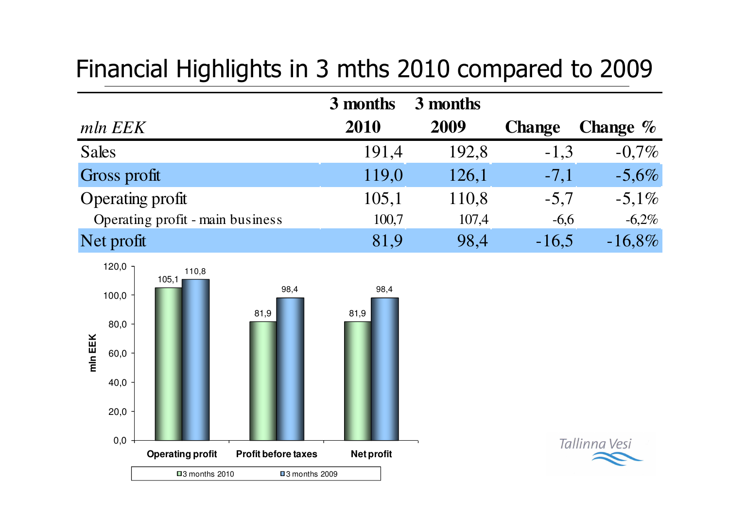# Financial Highlights in 3 mths 2010 compared to 2009

| *mln EEK* | 3 months 2010 | 3 months 2009 | Change | Change % |
|---|---|---|---|---|
| Sales | 191,4 | 192,8 | -1,3 | -0,7% |
| Gross profit | 119,0 | 126,1 | -7,1 | -5,6% |
| Operating profit | 105,1 | 110,8 | -5,7 | -5,1% |
| Operating profit - main business | 100,7 | 107,4 | -6,6 | -6,2% |
| Net profit | 81,9 | 98,4 | -16,5 | -16,8% |

| mln EEK | 3 months 2010 | 3 months 2009 |
|---|---|---|
| Operating profit | 105,1 | 110,8 |
| Profit before taxes | 81,9 | 98,4 |
| Net profit | 81,9 | 98,4 |

Tallinna Vesi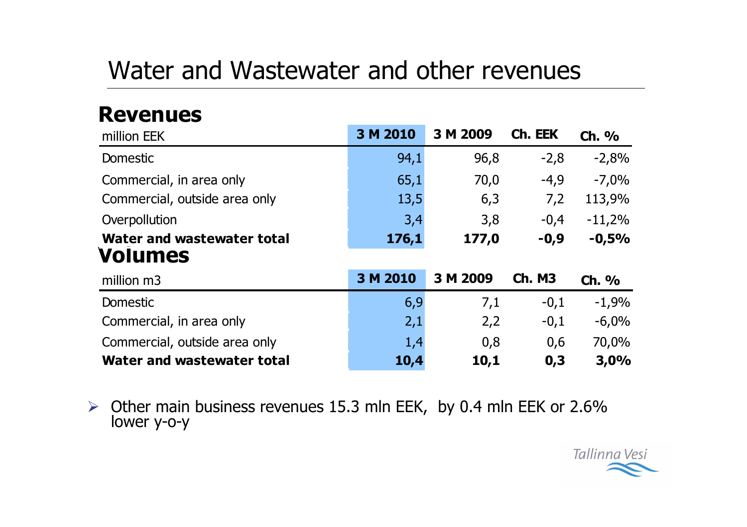# Water and Wastewater and other revenues

## Revenues

| million EEK | 3 M 2010 | 3 M 2009 | Ch. EEK | Ch. % |
|---|---|---|---|---|
| Domestic | 94,1 | 96,8 | -2,8 | -2,8% |
| Commercial, in area only | 65,1 | 70,0 | -4,9 | -7,0% |
| Commercial, outside area only | 13,5 | 6,3 | 7,2 | 113,9% |
| Overpollution | 3,4 | 3,8 | -0,4 | -11,2% |
| **Water and wastewater total** | **176,1** | **177,0** | **-0,9** | **-0,5%** |

## Volumes

| million m3 | 3 M 2010 | 3 M 2009 | Ch. M3 | Ch. % |
|---|---|---|---|---|
| Domestic | 6,9 | 7,1 | -0,1 | -1,9% |
| Commercial, in area only | 2,1 | 2,2 | -0,1 | -6,0% |
| Commercial, outside area only | 1,4 | 0,8 | 0,6 | 70,0% |
| **Water and wastewater total** | **10,4** | **10,1** | **0,3** | **3,0%** |

- Other main business revenues 15.3 mln EEK, by 0.4 mln EEK or 2.6% lower y-o-y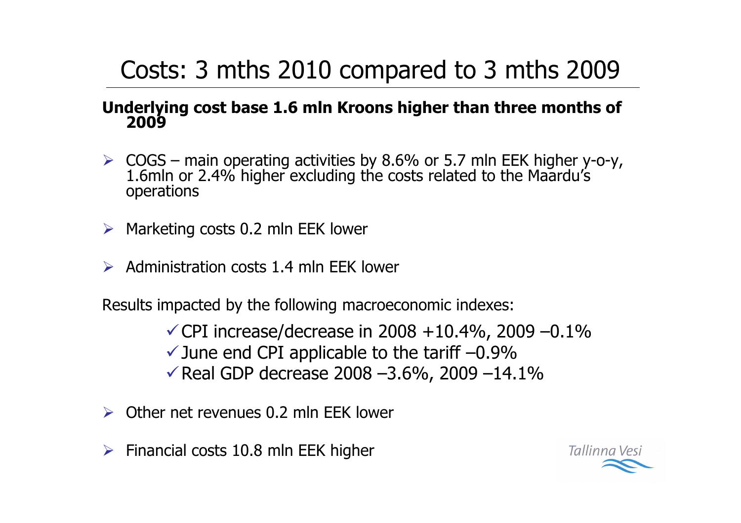# Costs: 3 mths 2010 compared to 3 mths 2009

**Underlying cost base 1.6 mln Kroons higher than three months of 2009**

- COGS – main operating activities by 8.6% or 5.7 mln EEK higher y-o-y, 1.6mln or 2.4% higher excluding the costs related to the Maardu's operations
- Marketing costs 0.2 mln EEK lower
- Administration costs 1.4 mln EEK lower

Results impacted by the following macroeconomic indexes:

- ✓ CPI increase/decrease in 2008 +10.4%, 2009 –0.1%
- ✓ June end CPI applicable to the tariff –0.9%
- ✓ Real GDP decrease 2008 –3.6%, 2009 –14.1%

- Other net revenues 0.2 mln EEK lower
- Financial costs 10.8 mln EEK higher

Tallinna Vesi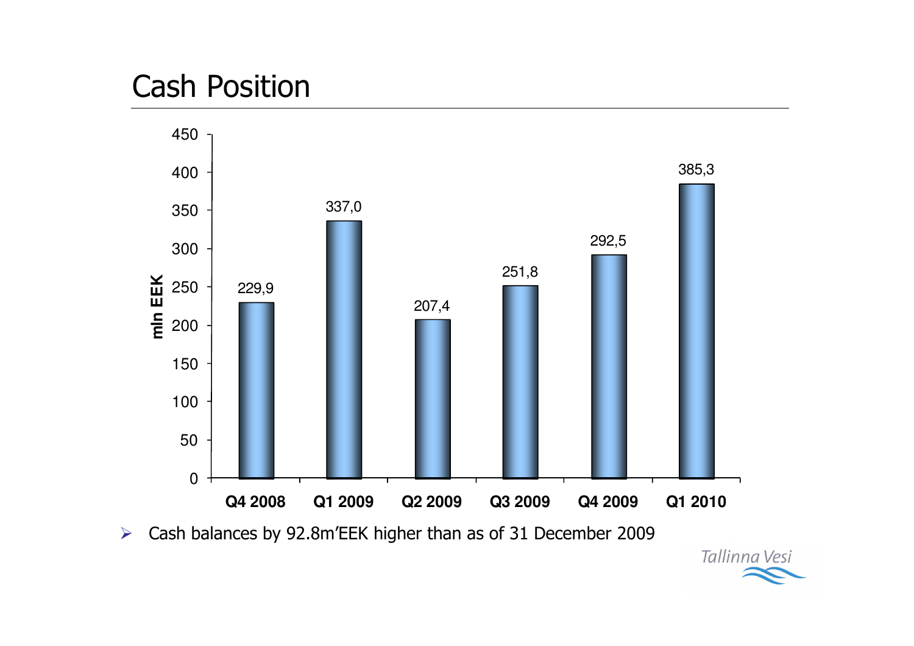# Cash Position

| | Q4 2008 | Q1 2009 | Q2 2009 | Q3 2009 | Q4 2009 | Q1 2010 |
|---|---|---|---|---|---|---|
| mln EEK | 229,9 | 337,0 | 207,4 | 251,8 | 292,5 | 385,3 |

- Cash balances by 92.8m'EEK higher than as of 31 December 2009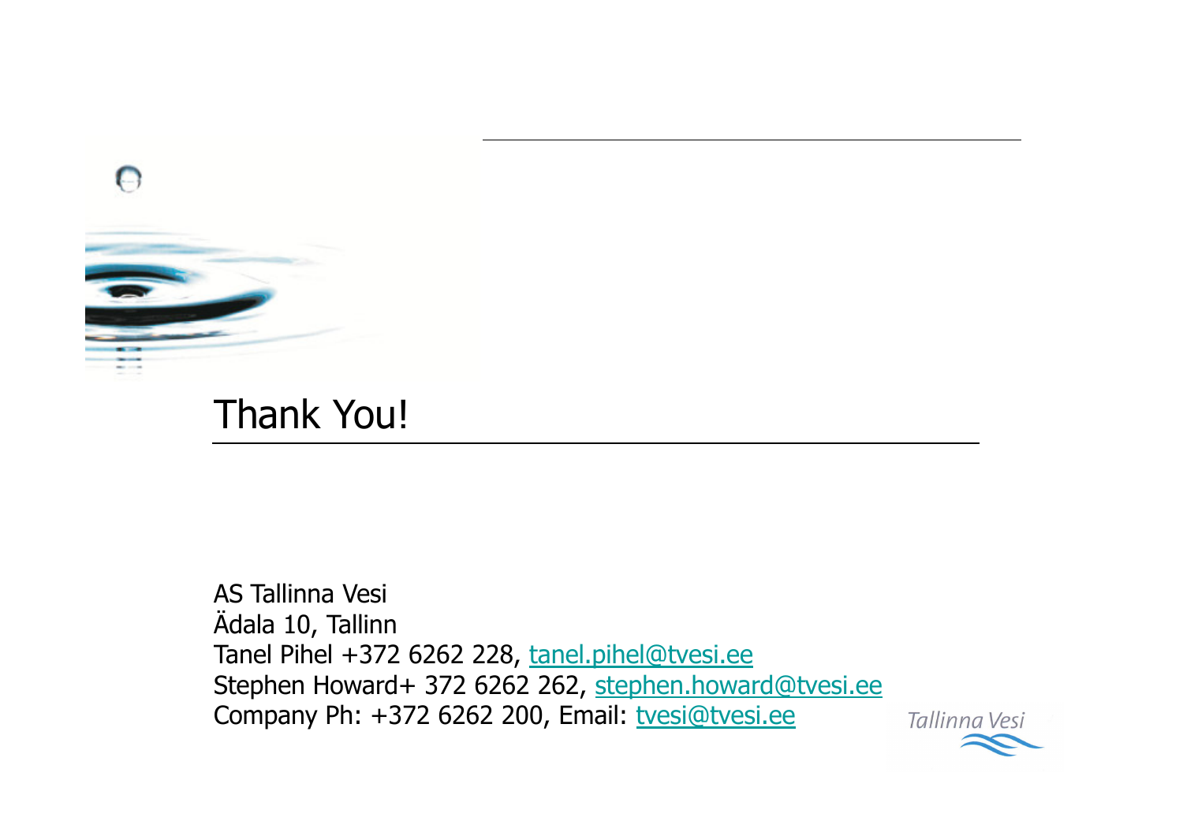# Thank You!

AS Tallinna Vesi
Ädala 10, Tallinn
Tanel Pihel +372 6262 228, tanel.pihel@tvesi.ee
Stephen Howard+ 372 6262 262, stephen.howard@tvesi.ee
Company Ph: +372 6262 200, Email: tvesi@tvesi.ee

Tallinna Vesi